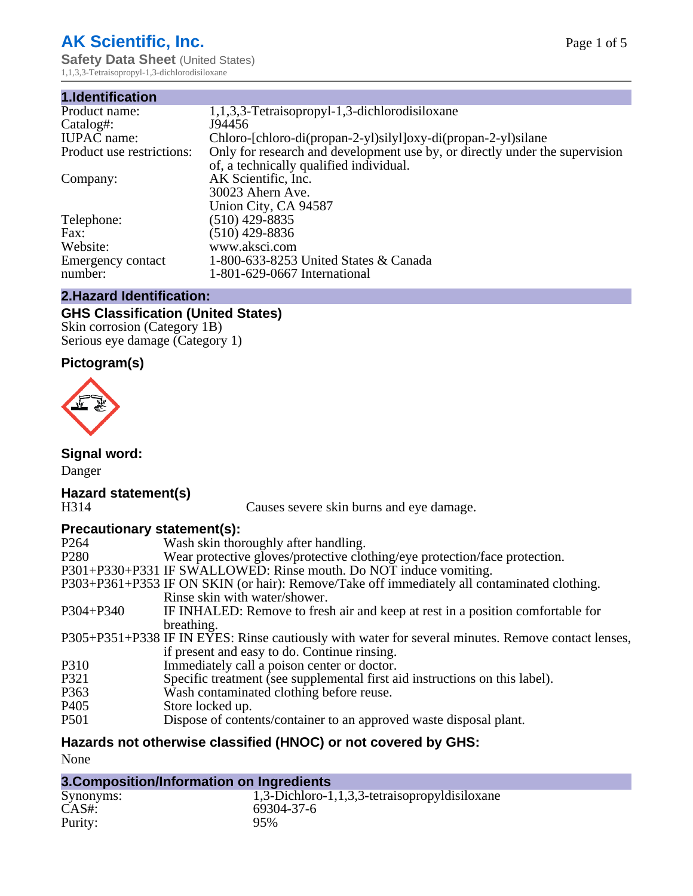# AK Scientific, Inc.

**Safety Data Sheet** (United States)

1,1,3,3-Tetraisopropyl-1,3-dichlorodisiloxane

## 1.Identification

| | |
|---|---|
| Product name: | 1,1,3,3-Tetraisopropyl-1,3-dichlorodisiloxane |
| Catalog#: | J94456 |
| IUPAC name: | Chloro-[chloro-di(propan-2-yl)silyl]oxy-di(propan-2-yl)silane |
| Product use restrictions: | Only for research and development use by, or directly under the supervision of, a technically qualified individual. |
| Company: | AK Scientific, Inc.<br>30023 Ahern Ave.<br>Union City, CA 94587 |
| Telephone: | (510) 429-8835 |
| Fax: | (510) 429-8836 |
| Website: | www.aksci.com |
| Emergency contact number: | 1-800-633-8253 United States & Canada<br>1-801-629-0667 International |

## 2.Hazard Identification:

### GHS Classification (United States)

Skin corrosion (Category 1B)
Serious eye damage (Category 1)

### Pictogram(s)

### Signal word:

Danger

### Hazard statement(s)

| | |
|---|---|
| H314 | Causes severe skin burns and eye damage. |

### Precautionary statement(s):

| | |
|---|---|
| P264 | Wash skin thoroughly after handling. |
| P280 | Wear protective gloves/protective clothing/eye protection/face protection. |
| P301+P330+P331 | IF SWALLOWED: Rinse mouth. Do NOT induce vomiting. |
| P303+P361+P353 | IF ON SKIN (or hair): Remove/Take off immediately all contaminated clothing. Rinse skin with water/shower. |
| P304+P340 | IF INHALED: Remove to fresh air and keep at rest in a position comfortable for breathing. |
| P305+P351+P338 | IF IN EYES: Rinse cautiously with water for several minutes. Remove contact lenses, if present and easy to do. Continue rinsing. |
| P310 | Immediately call a poison center or doctor. |
| P321 | Specific treatment (see supplemental first aid instructions on this label). |
| P363 | Wash contaminated clothing before reuse. |
| P405 | Store locked up. |
| P501 | Dispose of contents/container to an approved waste disposal plant. |

### Hazards not otherwise classified (HNOC) or not covered by GHS:

None

## 3.Composition/Information on Ingredients

| | |
|---|---|
| Synonyms: | 1,3-Dichloro-1,1,3,3-tetraisopropyldisiloxane |
| CAS#: | 69304-37-6 |
| Purity: | 95% |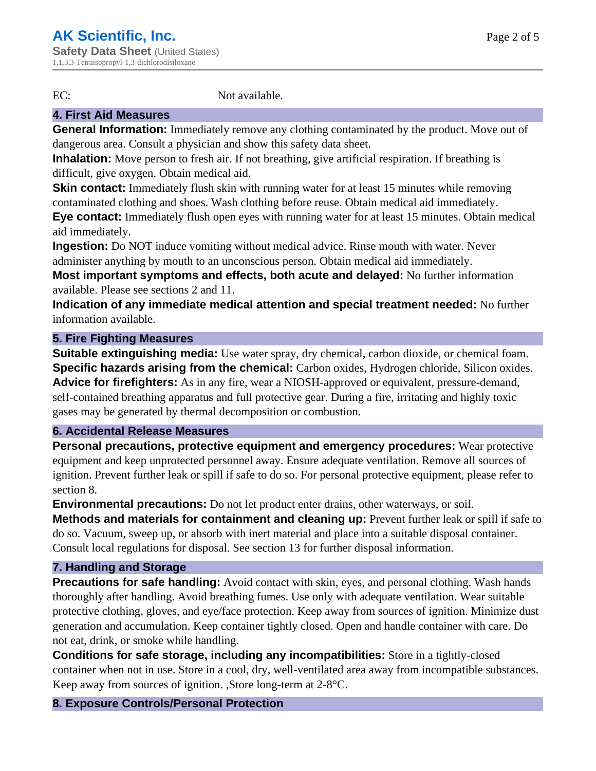EC: Not available.

## 4. First Aid Measures

**General Information:** Immediately remove any clothing contaminated by the product. Move out of dangerous area. Consult a physician and show this safety data sheet.

**Inhalation:** Move person to fresh air. If not breathing, give artificial respiration. If breathing is difficult, give oxygen. Obtain medical aid.

**Skin contact:** Immediately flush skin with running water for at least 15 minutes while removing contaminated clothing and shoes. Wash clothing before reuse. Obtain medical aid immediately.

**Eye contact:** Immediately flush open eyes with running water for at least 15 minutes. Obtain medical aid immediately.

**Ingestion:** Do NOT induce vomiting without medical advice. Rinse mouth with water. Never administer anything by mouth to an unconscious person. Obtain medical aid immediately.

**Most important symptoms and effects, both acute and delayed:** No further information available. Please see sections 2 and 11.

**Indication of any immediate medical attention and special treatment needed:** No further information available.

## 5. Fire Fighting Measures

**Suitable extinguishing media:** Use water spray, dry chemical, carbon dioxide, or chemical foam.

**Specific hazards arising from the chemical:** Carbon oxides, Hydrogen chloride, Silicon oxides.

**Advice for firefighters:** As in any fire, wear a NIOSH-approved or equivalent, pressure-demand, self-contained breathing apparatus and full protective gear. During a fire, irritating and highly toxic gases may be generated by thermal decomposition or combustion.

## 6. Accidental Release Measures

**Personal precautions, protective equipment and emergency procedures:** Wear protective equipment and keep unprotected personnel away. Ensure adequate ventilation. Remove all sources of ignition. Prevent further leak or spill if safe to do so. For personal protective equipment, please refer to section 8.

**Environmental precautions:** Do not let product enter drains, other waterways, or soil.

**Methods and materials for containment and cleaning up:** Prevent further leak or spill if safe to do so. Vacuum, sweep up, or absorb with inert material and place into a suitable disposal container. Consult local regulations for disposal. See section 13 for further disposal information.

## 7. Handling and Storage

**Precautions for safe handling:** Avoid contact with skin, eyes, and personal clothing. Wash hands thoroughly after handling. Avoid breathing fumes. Use only with adequate ventilation. Wear suitable protective clothing, gloves, and eye/face protection. Keep away from sources of ignition. Minimize dust generation and accumulation. Keep container tightly closed. Open and handle container with care. Do not eat, drink, or smoke while handling.

**Conditions for safe storage, including any incompatibilities:** Store in a tightly-closed container when not in use. Store in a cool, dry, well-ventilated area away from incompatible substances. Keep away from sources of ignition. ,Store long-term at 2-8°C.

## 8. Exposure Controls/Personal Protection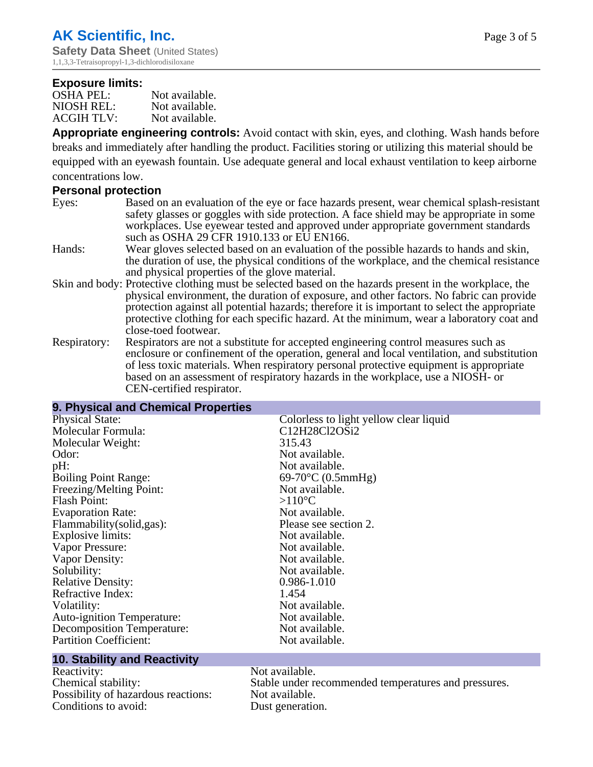**Exposure limits:**

| | |
|---|---|
| OSHA PEL: | Not available. |
| NIOSH REL: | Not available. |
| ACGIH TLV: | Not available. |

**Appropriate engineering controls:** Avoid contact with skin, eyes, and clothing. Wash hands before breaks and immediately after handling the product. Facilities storing or utilizing this material should be equipped with an eyewash fountain. Use adequate general and local exhaust ventilation to keep airborne concentrations low.

**Personal protection**

| | |
|---|---|
| Eyes: | Based on an evaluation of the eye or face hazards present, wear chemical splash-resistant safety glasses or goggles with side protection. A face shield may be appropriate in some workplaces. Use eyewear tested and approved under appropriate government standards such as OSHA 29 CFR 1910.133 or EU EN166. |
| Hands: | Wear gloves selected based on an evaluation of the possible hazards to hands and skin, the duration of use, the physical conditions of the workplace, and the chemical resistance and physical properties of the glove material. |
| Skin and body: | Protective clothing must be selected based on the hazards present in the workplace, the physical environment, the duration of exposure, and other factors. No fabric can provide protection against all potential hazards; therefore it is important to select the appropriate protective clothing for each specific hazard. At the minimum, wear a laboratory coat and close-toed footwear. |
| Respiratory: | Respirators are not a substitute for accepted engineering control measures such as enclosure or confinement of the operation, general and local ventilation, and substitution of less toxic materials. When respiratory personal protective equipment is appropriate based on an assessment of respiratory hazards in the workplace, use a NIOSH- or CEN-certified respirator. |

## 9. Physical and Chemical Properties

| | |
|---|---|
| Physical State: | Colorless to light yellow clear liquid |
| Molecular Formula: | C12H28Cl2OSi2 |
| Molecular Weight: | 315.43 |
| Odor: | Not available. |
| pH: | Not available. |
| Boiling Point Range: | 69-70°C (0.5mmHg) |
| Freezing/Melting Point: | Not available. |
| Flash Point: | >110°C |
| Evaporation Rate: | Not available. |
| Flammability(solid,gas): | Please see section 2. |
| Explosive limits: | Not available. |
| Vapor Pressure: | Not available. |
| Vapor Density: | Not available. |
| Solubility: | Not available. |
| Relative Density: | 0.986-1.010 |
| Refractive Index: | 1.454 |
| Volatility: | Not available. |
| Auto-ignition Temperature: | Not available. |
| Decomposition Temperature: | Not available. |
| Partition Coefficient: | Not available. |

## 10. Stability and Reactivity

| | |
|---|---|
| Reactivity: | Not available. |
| Chemical stability: | Stable under recommended temperatures and pressures. |
| Possibility of hazardous reactions: | Not available. |
| Conditions to avoid: | Dust generation. |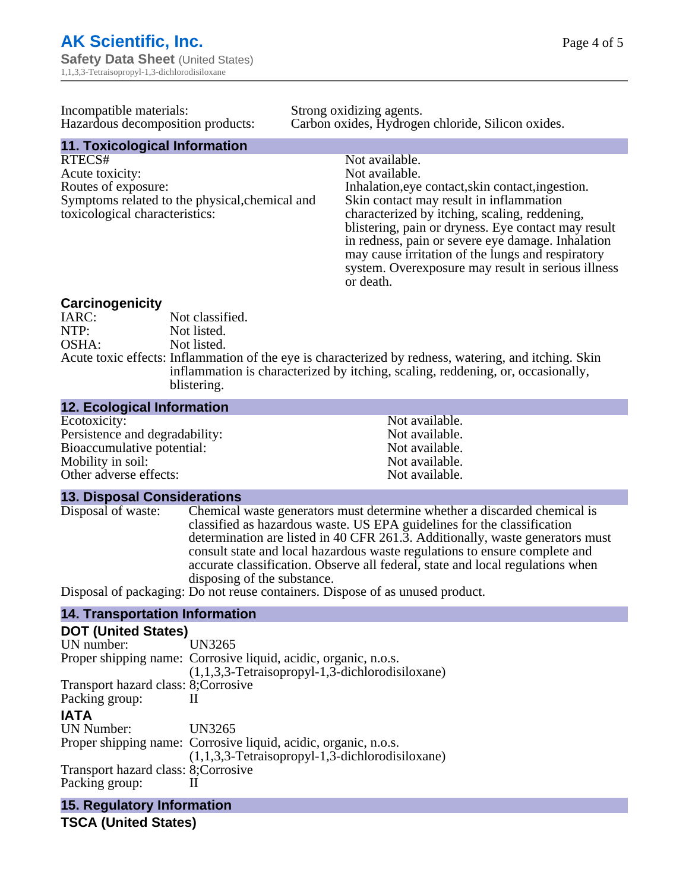Incompatible materials: Strong oxidizing agents.
Hazardous decomposition products: Carbon oxides, Hydrogen chloride, Silicon oxides.

## 11. Toxicological Information

| | |
|---|---|
| RTECS# | Not available. |
| Acute toxicity: | Not available. |
| Routes of exposure: | Inhalation,eye contact,skin contact,ingestion. |
| Symptoms related to the physical,chemical and toxicological characteristics: | Skin contact may result in inflammation characterized by itching, scaling, reddening, blistering, pain or dryness. Eye contact may result in redness, pain or severe eye damage. Inhalation may cause irritation of the lungs and respiratory system. Overexposure may result in serious illness or death. |

### Carcinogenicity

| | |
|---|---|
| IARC: | Not classified. |
| NTP: | Not listed. |
| OSHA: | Not listed. |
| Acute toxic effects: | Inflammation of the eye is characterized by redness, watering, and itching. Skin inflammation is characterized by itching, scaling, reddening, or, occasionally, blistering. |

## 12. Ecological Information

| | |
|---|---|
| Ecotoxicity: | Not available. |
| Persistence and degradability: | Not available. |
| Bioaccumulative potential: | Not available. |
| Mobility in soil: | Not available. |
| Other adverse effects: | Not available. |

## 13. Disposal Considerations

Disposal of waste: Chemical waste generators must determine whether a discarded chemical is classified as hazardous waste. US EPA guidelines for the classification determination are listed in 40 CFR 261.3. Additionally, waste generators must consult state and local hazardous waste regulations to ensure complete and accurate classification. Observe all federal, state and local regulations when disposing of the substance.

Disposal of packaging: Do not reuse containers. Dispose of as unused product.

## 14. Transportation Information

### DOT (United States)

| | |
|---|---|
| UN number: | UN3265 |
| Proper shipping name: | Corrosive liquid, acidic, organic, n.o.s. (1,1,3,3-Tetraisopropyl-1,3-dichlorodisiloxane) |
| Transport hazard class: | 8;Corrosive |
| Packing group: | II |

### IATA

| | |
|---|---|
| UN Number: | UN3265 |
| Proper shipping name: | Corrosive liquid, acidic, organic, n.o.s. (1,1,3,3-Tetraisopropyl-1,3-dichlorodisiloxane) |
| Transport hazard class: | 8;Corrosive |
| Packing group: | II |

## 15. Regulatory Information

### TSCA (United States)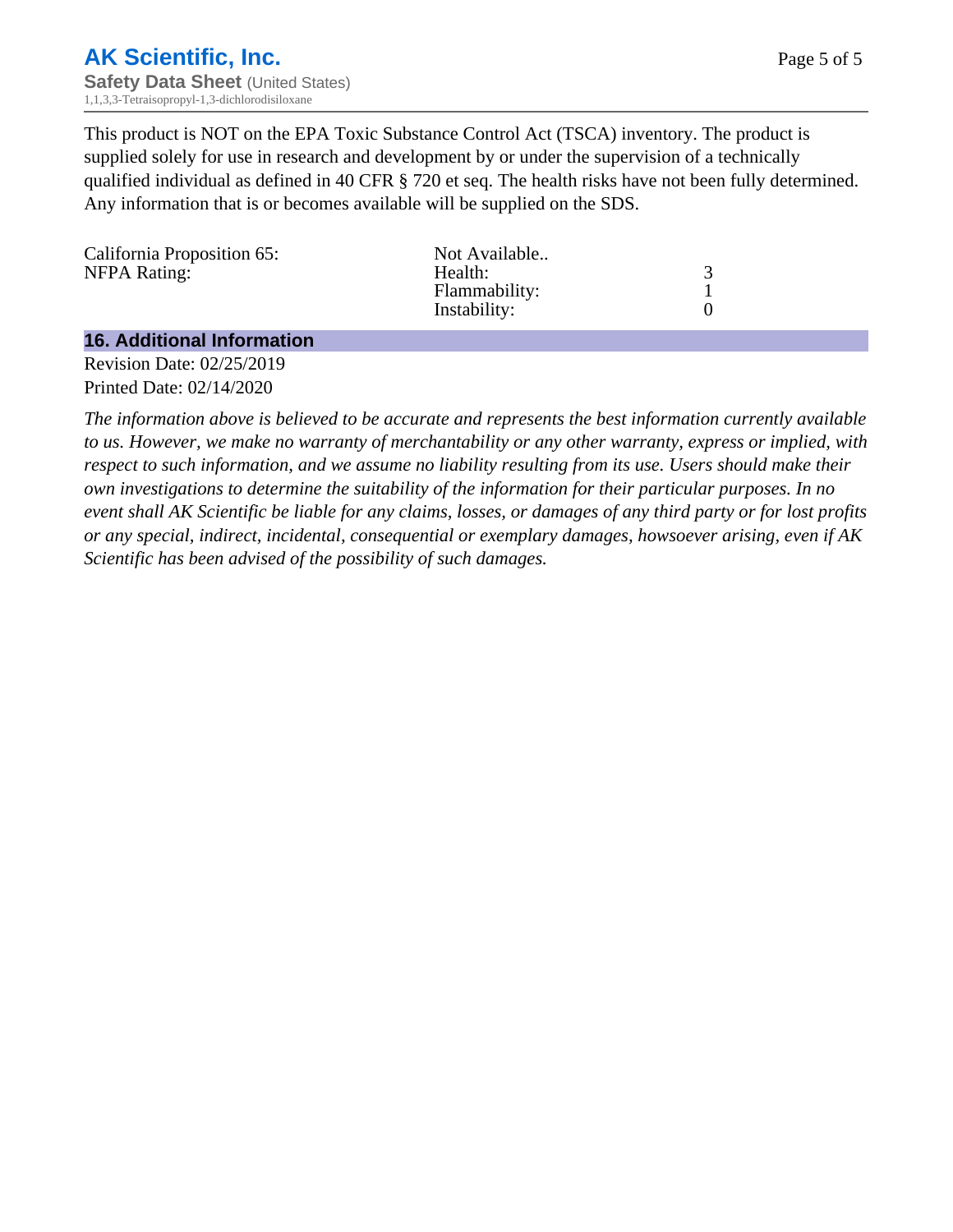This product is NOT on the EPA Toxic Substance Control Act (TSCA) inventory. The product is supplied solely for use in research and development by or under the supervision of a technically qualified individual as defined in 40 CFR § 720 et seq. The health risks have not been fully determined. Any information that is or becomes available will be supplied on the SDS.

| | | |
|---|---|---|
| California Proposition 65: | Not Available.. | |
| NFPA Rating: | Health: | 3 |
| | Flammability: | 1 |
| | Instability: | 0 |

## 16. Additional Information

Revision Date: 02/25/2019

Printed Date: 02/14/2020

*The information above is believed to be accurate and represents the best information currently available to us. However, we make no warranty of merchantability or any other warranty, express or implied, with respect to such information, and we assume no liability resulting from its use. Users should make their own investigations to determine the suitability of the information for their particular purposes. In no event shall AK Scientific be liable for any claims, losses, or damages of any third party or for lost profits or any special, indirect, incidental, consequential or exemplary damages, howsoever arising, even if AK Scientific has been advised of the possibility of such damages.*